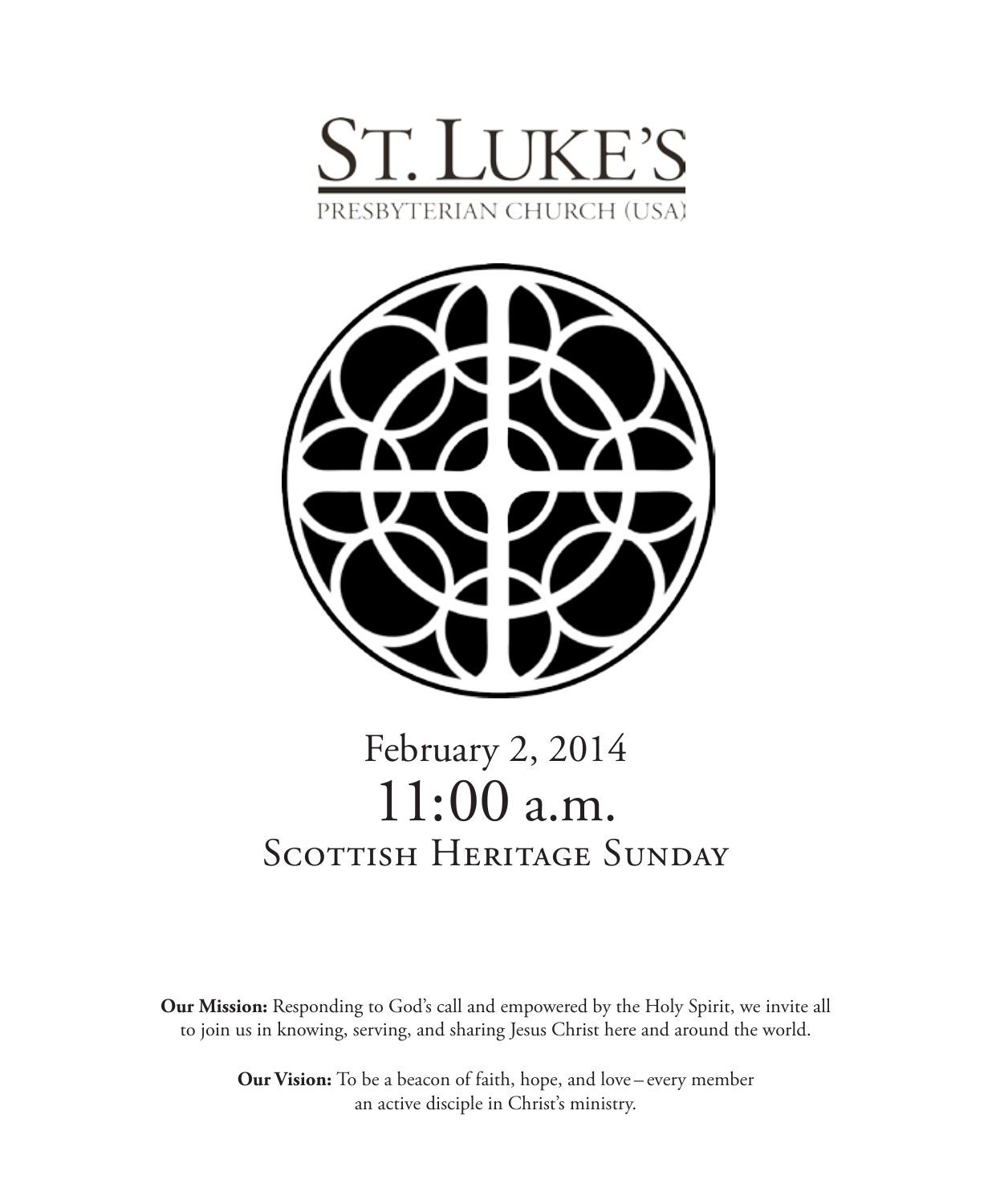# ST. LUKE'S

PRESBYTERIAN CHURCH (USA)

February 2, 2014

11:00 a.m.

## Scottish Heritage Sunday

**Our Mission:** Responding to God's call and empowered by the Holy Spirit, we invite all to join us in knowing, serving, and sharing Jesus Christ here and around the world.

**Our Vision:** To be a beacon of faith, hope, and love – every member an active disciple in Christ's ministry.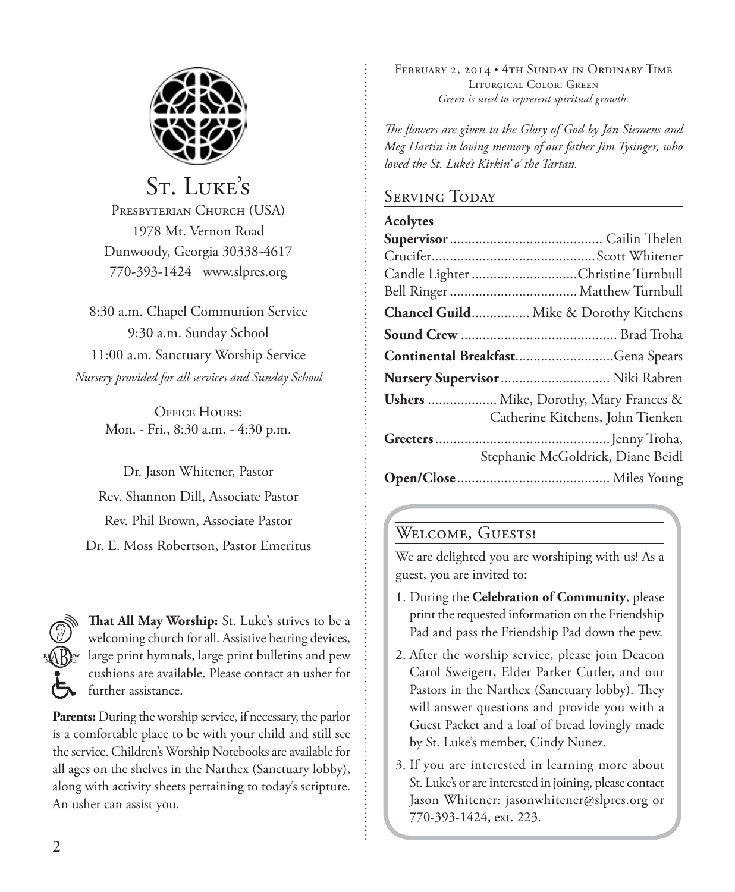# St. Luke's

Presbyterian Church (USA)
1978 Mt. Vernon Road
Dunwoody, Georgia 30338-4617
770-393-1424 www.slpres.org

8:30 a.m. Chapel Communion Service
9:30 a.m. Sunday School
11:00 a.m. Sanctuary Worship Service
*Nursery provided for all services and Sunday School*

Office Hours:
Mon. - Fri., 8:30 a.m. - 4:30 p.m.

Dr. Jason Whitener, Pastor
Rev. Shannon Dill, Associate Pastor
Rev. Phil Brown, Associate Pastor
Dr. E. Moss Robertson, Pastor Emeritus

**That All May Worship:** St. Luke's strives to be a welcoming church for all. Assistive hearing devices, large print hymnals, large print bulletins and pew cushions are available. Please contact an usher for further assistance.

**Parents:** During the worship service, if necessary, the parlor is a comfortable place to be with your child and still see the service. Children's Worship Notebooks are available for all ages on the shelves in the Narthex (Sanctuary lobby), along with activity sheets pertaining to today's scripture. An usher can assist you.

February 2, 2014 • 4th Sunday in Ordinary Time
Liturgical Color: Green
*Green is used to represent spiritual growth.*

*The flowers are given to the Glory of God by Jan Siemens and Meg Hartin in loving memory of our father Jim Tysinger, who loved the St. Luke's Kirkin' o' the Tartan.*

## Serving Today

**Acolytes**
**Supervisor** .......... Cailin Thelen
Crucifer .......... Scott Whitener
Candle Lighter .......... Christine Turnbull
Bell Ringer .......... Matthew Turnbull

**Chancel Guild** .......... Mike & Dorothy Kitchens

**Sound Crew** .......... Brad Troha

**Continental Breakfast** .......... Gena Spears

**Nursery Supervisor** .......... Niki Rabren

**Ushers** .......... Mike, Dorothy, Mary Frances & Catherine Kitchens, John Tienken

**Greeters** .......... Jenny Troha, Stephanie McGoldrick, Diane Beidl

**Open/Close** .......... Miles Young

## Welcome, Guests!

We are delighted you are worshiping with us! As a guest, you are invited to:

1. During the **Celebration of Community**, please print the requested information on the Friendship Pad and pass the Friendship Pad down the pew.
2. After the worship service, please join Deacon Carol Sweigert, Elder Parker Cutler, and our Pastors in the Narthex (Sanctuary lobby). They will answer questions and provide you with a Guest Packet and a loaf of bread lovingly made by St. Luke's member, Cindy Nunez.
3. If you are interested in learning more about St. Luke's or are interested in joining, please contact Jason Whitener: jasonwhitener@slpres.org or 770-393-1424, ext. 223.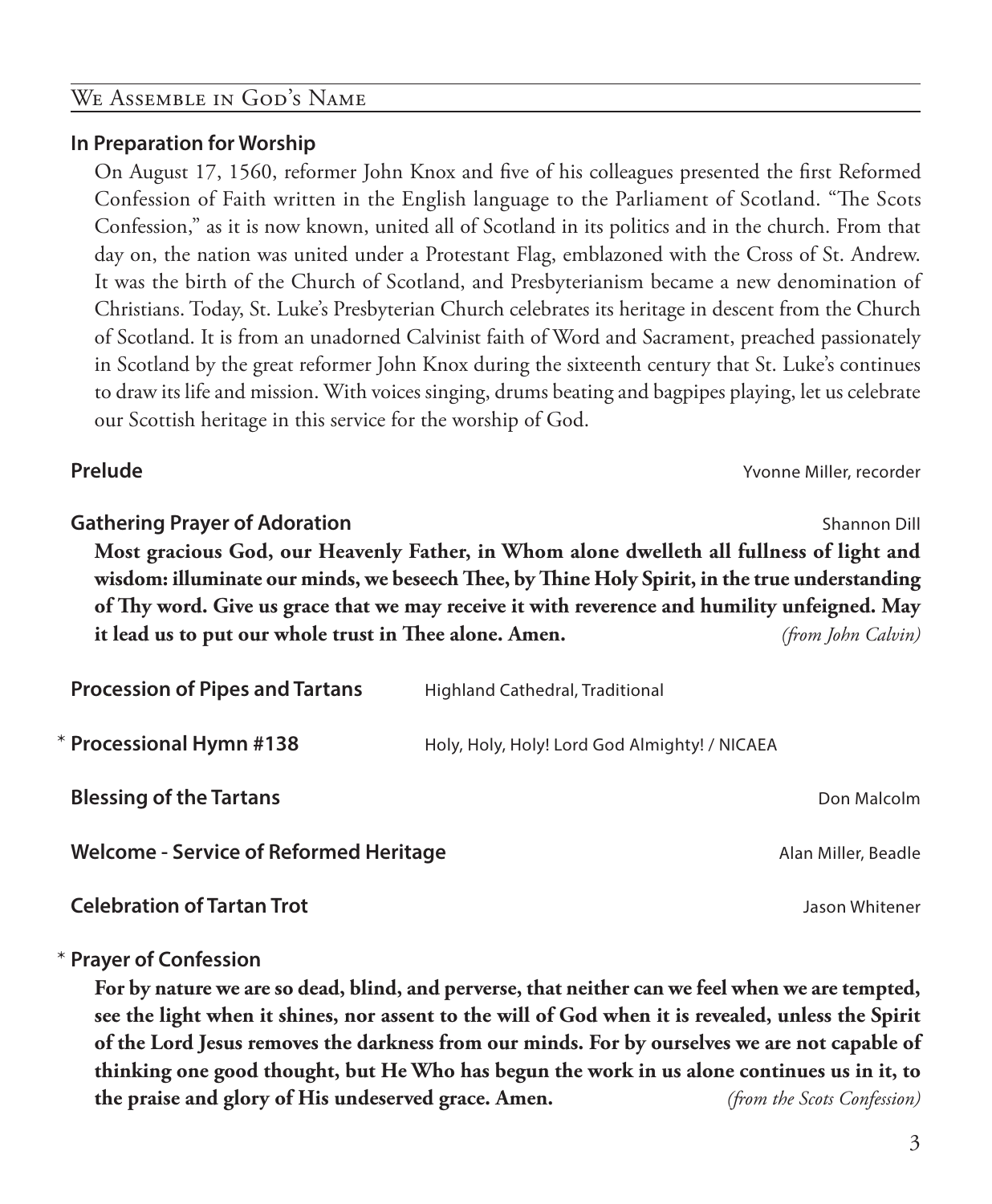## We Assemble in God's Name

**In Preparation for Worship**

On August 17, 1560, reformer John Knox and five of his colleagues presented the first Reformed Confession of Faith written in the English language to the Parliament of Scotland. "The Scots Confession," as it is now known, united all of Scotland in its politics and in the church. From that day on, the nation was united under a Protestant Flag, emblazoned with the Cross of St. Andrew. It was the birth of the Church of Scotland, and Presbyterianism became a new denomination of Christians. Today, St. Luke's Presbyterian Church celebrates its heritage in descent from the Church of Scotland. It is from an unadorned Calvinist faith of Word and Sacrament, preached passionately in Scotland by the great reformer John Knox during the sixteenth century that St. Luke's continues to draw its life and mission. With voices singing, drums beating and bagpipes playing, let us celebrate our Scottish heritage in this service for the worship of God.

**Prelude** — Yvonne Miller, recorder

**Gathering Prayer of Adoration** — Shannon Dill

**Most gracious God, our Heavenly Father, in Whom alone dwelleth all fullness of light and wisdom: illuminate our minds, we beseech Thee, by Thine Holy Spirit, in the true understanding of Thy word. Give us grace that we may receive it with reverence and humility unfeigned. May it lead us to put our whole trust in Thee alone. Amen.** *(from John Calvin)*

**Procession of Pipes and Tartans** — Highland Cathedral, Traditional

\* **Processional Hymn #138** — Holy, Holy, Holy! Lord God Almighty! / NICAEA

**Blessing of the Tartans** — Don Malcolm

**Welcome - Service of Reformed Heritage** — Alan Miller, Beadle

**Celebration of Tartan Trot** — Jason Whitener

\* **Prayer of Confession**

**For by nature we are so dead, blind, and perverse, that neither can we feel when we are tempted, see the light when it shines, nor assent to the will of God when it is revealed, unless the Spirit of the Lord Jesus removes the darkness from our minds. For by ourselves we are not capable of thinking one good thought, but He Who has begun the work in us alone continues us in it, to the praise and glory of His undeserved grace. Amen.** *(from the Scots Confession)*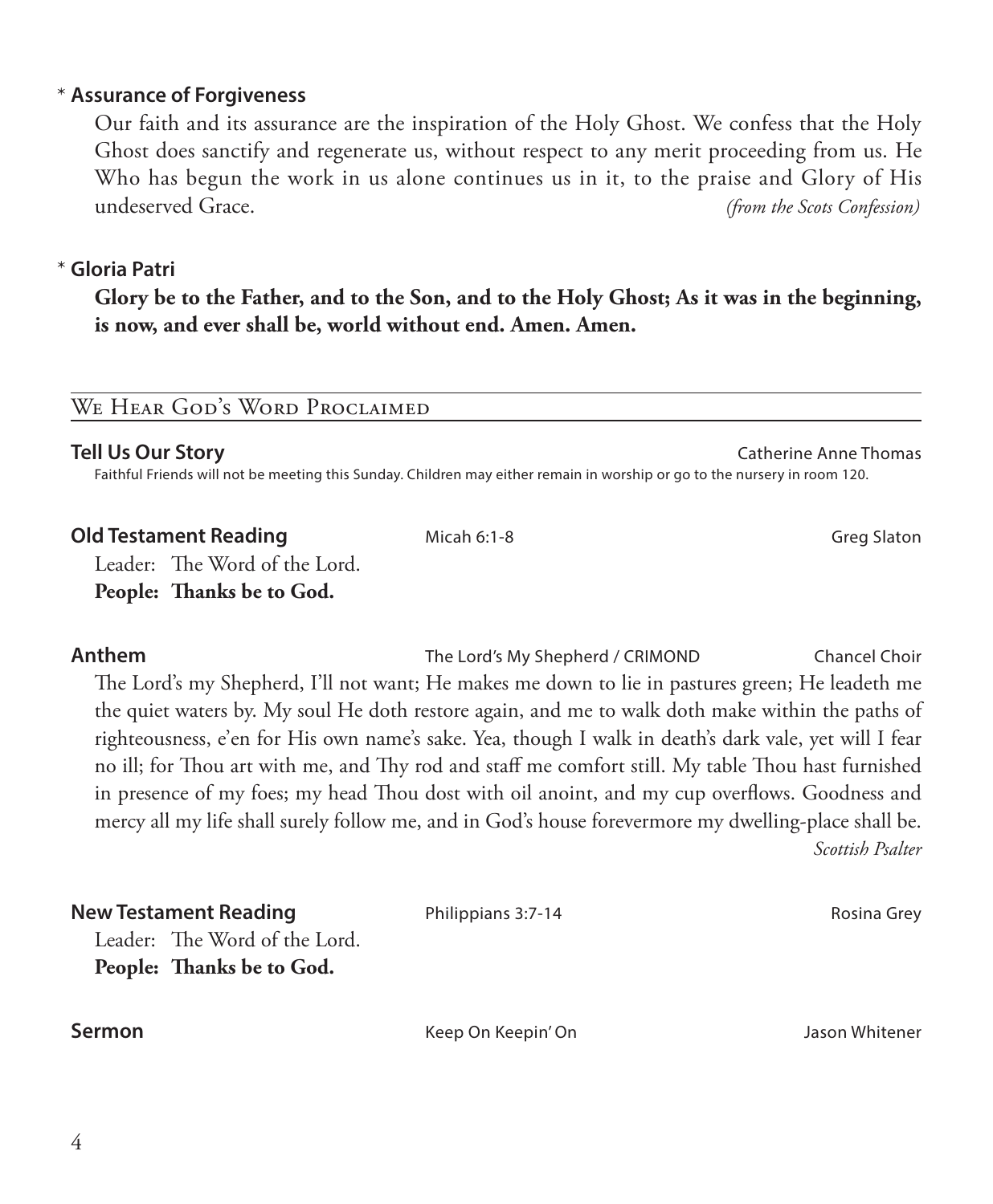\* **Assurance of Forgiveness**

Our faith and its assurance are the inspiration of the Holy Ghost. We confess that the Holy Ghost does sanctify and regenerate us, without respect to any merit proceeding from us. He Who has begun the work in us alone continues us in it, to the praise and Glory of His undeserved Grace. *(from the Scots Confession)*

\* **Gloria Patri**

**Glory be to the Father, and to the Son, and to the Holy Ghost; As it was in the beginning, is now, and ever shall be, world without end. Amen. Amen.**

## We Hear God's Word Proclaimed

**Tell Us Our Story** — Catherine Anne Thomas

Faithful Friends will not be meeting this Sunday. Children may either remain in worship or go to the nursery in room 120.

**Old Testament Reading** — Micah 6:1-8 — Greg Slaton

Leader: The Word of the Lord.
**People: Thanks be to God.**

**Anthem** — The Lord's My Shepherd / CRIMOND — Chancel Choir

The Lord's my Shepherd, I'll not want; He makes me down to lie in pastures green; He leadeth me the quiet waters by. My soul He doth restore again, and me to walk doth make within the paths of righteousness, e'en for His own name's sake. Yea, though I walk in death's dark vale, yet will I fear no ill; for Thou art with me, and Thy rod and staff me comfort still. My table Thou hast furnished in presence of my foes; my head Thou dost with oil anoint, and my cup overflows. Goodness and mercy all my life shall surely follow me, and in God's house forevermore my dwelling-place shall be.
*Scottish Psalter*

**New Testament Reading** — Philippians 3:7-14 — Rosina Grey

Leader: The Word of the Lord.
**People: Thanks be to God.**

**Sermon** — Keep On Keepin' On — Jason Whitener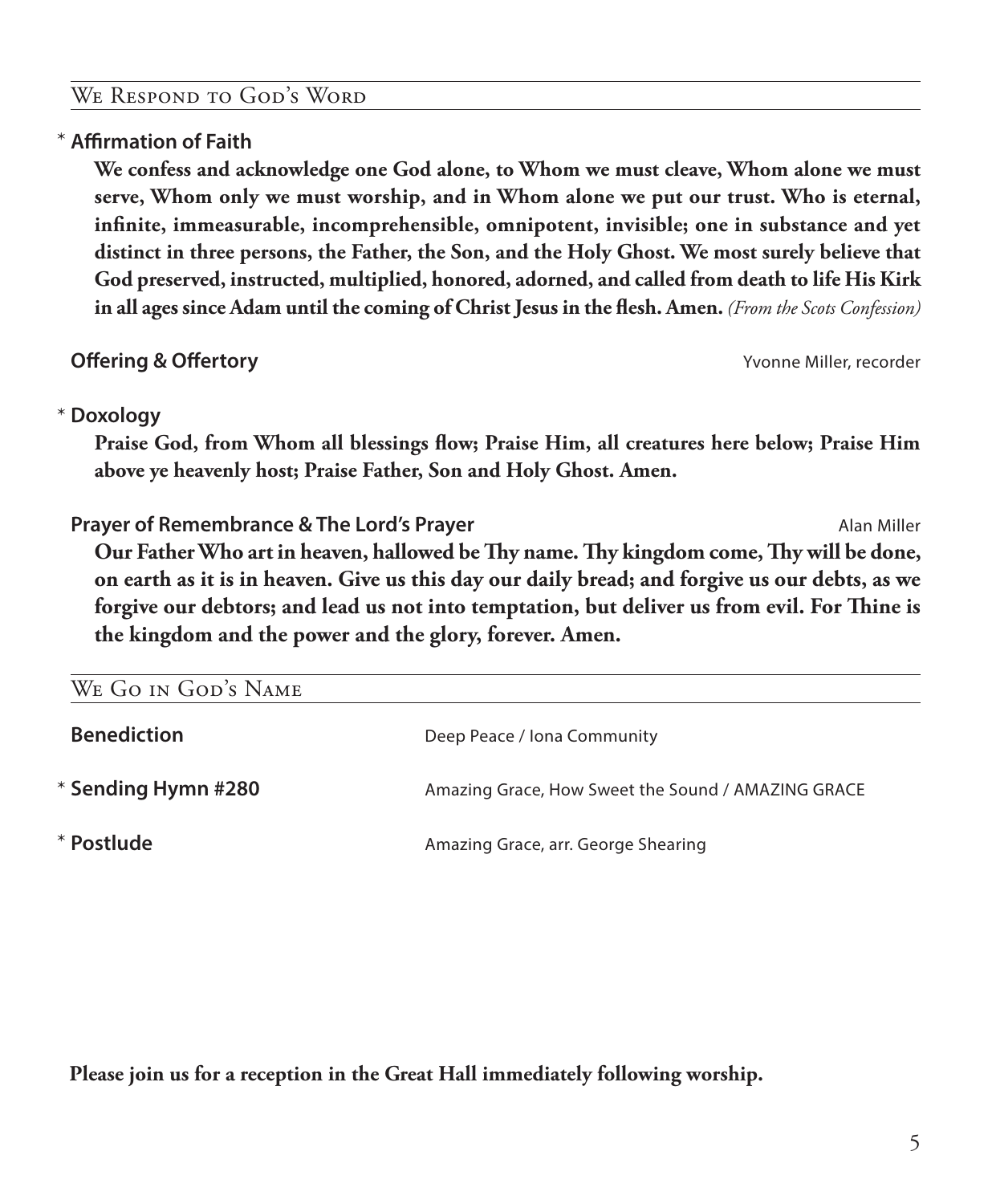## We Respond to God's Word

\* **Affirmation of Faith**

**We confess and acknowledge one God alone, to Whom we must cleave, Whom alone we must serve, Whom only we must worship, and in Whom alone we put our trust. Who is eternal, infinite, immeasurable, incomprehensible, omnipotent, invisible; one in substance and yet distinct in three persons, the Father, the Son, and the Holy Ghost. We most surely believe that God preserved, instructed, multiplied, honored, adorned, and called from death to life His Kirk in all ages since Adam until the coming of Christ Jesus in the flesh. Amen.** *(From the Scots Confession)*

**Offering & Offertory** — Yvonne Miller, recorder

\* **Doxology**

**Praise God, from Whom all blessings flow; Praise Him, all creatures here below; Praise Him above ye heavenly host; Praise Father, Son and Holy Ghost. Amen.**

**Prayer of Remembrance & The Lord's Prayer** — Alan Miller

**Our Father Who art in heaven, hallowed be Thy name. Thy kingdom come, Thy will be done, on earth as it is in heaven. Give us this day our daily bread; and forgive us our debts, as we forgive our debtors; and lead us not into temptation, but deliver us from evil. For Thine is the kingdom and the power and the glory, forever. Amen.**

## We Go in God's Name

**Benediction** — Deep Peace / Iona Community

\* **Sending Hymn #280** — Amazing Grace, How Sweet the Sound / AMAZING GRACE

\* **Postlude** — Amazing Grace, arr. George Shearing

**Please join us for a reception in the Great Hall immediately following worship.**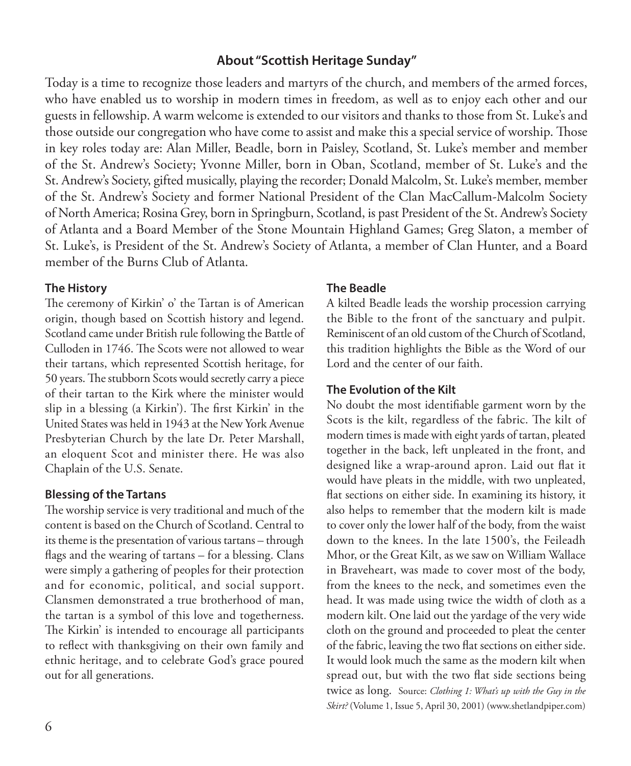## About "Scottish Heritage Sunday"

Today is a time to recognize those leaders and martyrs of the church, and members of the armed forces, who have enabled us to worship in modern times in freedom, as well as to enjoy each other and our guests in fellowship. A warm welcome is extended to our visitors and thanks to those from St. Luke's and those outside our congregation who have come to assist and make this a special service of worship. Those in key roles today are: Alan Miller, Beadle, born in Paisley, Scotland, St. Luke's member and member of the St. Andrew's Society; Yvonne Miller, born in Oban, Scotland, member of St. Luke's and the St. Andrew's Society, gifted musically, playing the recorder; Donald Malcolm, St. Luke's member, member of the St. Andrew's Society and former National President of the Clan MacCallum-Malcolm Society of North America; Rosina Grey, born in Springburn, Scotland, is past President of the St. Andrew's Society of Atlanta and a Board Member of the Stone Mountain Highland Games; Greg Slaton, a member of St. Luke's, is President of the St. Andrew's Society of Atlanta, a member of Clan Hunter, and a Board member of the Burns Club of Atlanta.

### The History

The ceremony of Kirkin' o' the Tartan is of American origin, though based on Scottish history and legend. Scotland came under British rule following the Battle of Culloden in 1746. The Scots were not allowed to wear their tartans, which represented Scottish heritage, for 50 years. The stubborn Scots would secretly carry a piece of their tartan to the Kirk where the minister would slip in a blessing (a Kirkin'). The first Kirkin' in the United States was held in 1943 at the New York Avenue Presbyterian Church by the late Dr. Peter Marshall, an eloquent Scot and minister there. He was also Chaplain of the U.S. Senate.

### Blessing of the Tartans

The worship service is very traditional and much of the content is based on the Church of Scotland. Central to its theme is the presentation of various tartans – through flags and the wearing of tartans – for a blessing. Clans were simply a gathering of peoples for their protection and for economic, political, and social support. Clansmen demonstrated a true brotherhood of man, the tartan is a symbol of this love and togetherness. The Kirkin' is intended to encourage all participants to reflect with thanksgiving on their own family and ethnic heritage, and to celebrate God's grace poured out for all generations.

### The Beadle

A kilted Beadle leads the worship procession carrying the Bible to the front of the sanctuary and pulpit. Reminiscent of an old custom of the Church of Scotland, this tradition highlights the Bible as the Word of our Lord and the center of our faith.

### The Evolution of the Kilt

No doubt the most identifiable garment worn by the Scots is the kilt, regardless of the fabric. The kilt of modern times is made with eight yards of tartan, pleated together in the back, left unpleated in the front, and designed like a wrap-around apron. Laid out flat it would have pleats in the middle, with two unpleated, flat sections on either side. In examining its history, it also helps to remember that the modern kilt is made to cover only the lower half of the body, from the waist down to the knees. In the late 1500's, the Feileadh Mhor, or the Great Kilt, as we saw on William Wallace in Braveheart, was made to cover most of the body, from the knees to the neck, and sometimes even the head. It was made using twice the width of cloth as a modern kilt. One laid out the yardage of the very wide cloth on the ground and proceeded to pleat the center of the fabric, leaving the two flat sections on either side. It would look much the same as the modern kilt when spread out, but with the two flat side sections being twice as long. Source: *Clothing 1: What's up with the Guy in the Skirt?* (Volume 1, Issue 5, April 30, 2001) (www.shetlandpiper.com)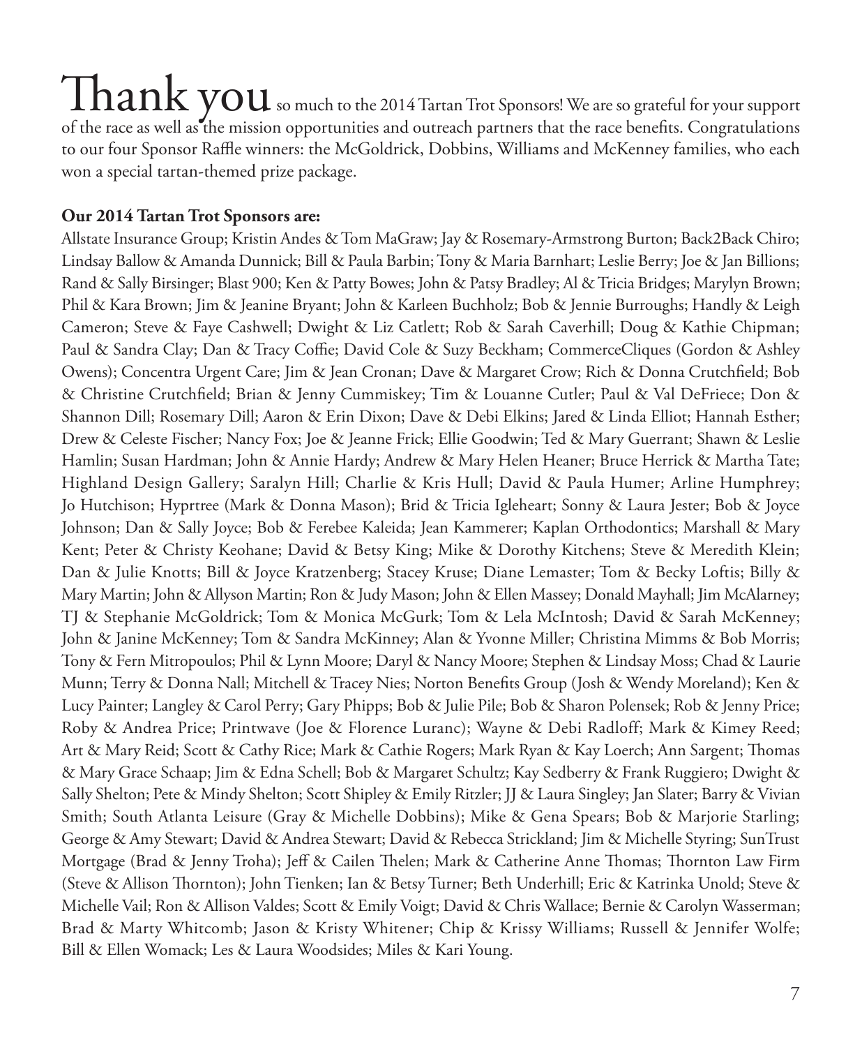# Thank you

so much to the 2014 Tartan Trot Sponsors! We are so grateful for your support of the race as well as the mission opportunities and outreach partners that the race benefits. Congratulations to our four Sponsor Raffle winners: the McGoldrick, Dobbins, Williams and McKenney families, who each won a special tartan-themed prize package.

**Our 2014 Tartan Trot Sponsors are:**

Allstate Insurance Group; Kristin Andes & Tom MaGraw; Jay & Rosemary-Armstrong Burton; Back2Back Chiro; Lindsay Ballow & Amanda Dunnick; Bill & Paula Barbin; Tony & Maria Barnhart; Leslie Berry; Joe & Jan Billions; Rand & Sally Birsinger; Blast 900; Ken & Patty Bowes; John & Patsy Bradley; Al & Tricia Bridges; Marylyn Brown; Phil & Kara Brown; Jim & Jeanine Bryant; John & Karleen Buchholz; Bob & Jennie Burroughs; Handly & Leigh Cameron; Steve & Faye Cashwell; Dwight & Liz Catlett; Rob & Sarah Caverhill; Doug & Kathie Chipman; Paul & Sandra Clay; Dan & Tracy Coffie; David Cole & Suzy Beckham; CommerceCliques (Gordon & Ashley Owens); Concentra Urgent Care; Jim & Jean Cronan; Dave & Margaret Crow; Rich & Donna Crutchfield; Bob & Christine Crutchfield; Brian & Jenny Cummiskey; Tim & Louanne Cutler; Paul & Val DeFriece; Don & Shannon Dill; Rosemary Dill; Aaron & Erin Dixon; Dave & Debi Elkins; Jared & Linda Elliot; Hannah Esther; Drew & Celeste Fischer; Nancy Fox; Joe & Jeanne Frick; Ellie Goodwin; Ted & Mary Guerrant; Shawn & Leslie Hamlin; Susan Hardman; John & Annie Hardy; Andrew & Mary Helen Heaner; Bruce Herrick & Martha Tate; Highland Design Gallery; Saralyn Hill; Charlie & Kris Hull; David & Paula Humer; Arline Humphrey; Jo Hutchison; Hyprtree (Mark & Donna Mason); Brid & Tricia Igleheart; Sonny & Laura Jester; Bob & Joyce Johnson; Dan & Sally Joyce; Bob & Ferebee Kaleida; Jean Kammerer; Kaplan Orthodontics; Marshall & Mary Kent; Peter & Christy Keohane; David & Betsy King; Mike & Dorothy Kitchens; Steve & Meredith Klein; Dan & Julie Knotts; Bill & Joyce Kratzenberg; Stacey Kruse; Diane Lemaster; Tom & Becky Loftis; Billy & Mary Martin; John & Allyson Martin; Ron & Judy Mason; John & Ellen Massey; Donald Mayhall; Jim McAlarney; TJ & Stephanie McGoldrick; Tom & Monica McGurk; Tom & Lela McIntosh; David & Sarah McKenney; John & Janine McKenney; Tom & Sandra McKinney; Alan & Yvonne Miller; Christina Mimms & Bob Morris; Tony & Fern Mitropoulos; Phil & Lynn Moore; Daryl & Nancy Moore; Stephen & Lindsay Moss; Chad & Laurie Munn; Terry & Donna Nall; Mitchell & Tracey Nies; Norton Benefits Group (Josh & Wendy Moreland); Ken & Lucy Painter; Langley & Carol Perry; Gary Phipps; Bob & Julie Pile; Bob & Sharon Polensek; Rob & Jenny Price; Roby & Andrea Price; Printwave (Joe & Florence Luranc); Wayne & Debi Radloff; Mark & Kimey Reed; Art & Mary Reid; Scott & Cathy Rice; Mark & Cathie Rogers; Mark Ryan & Kay Loerch; Ann Sargent; Thomas & Mary Grace Schaap; Jim & Edna Schell; Bob & Margaret Schultz; Kay Sedberry & Frank Ruggiero; Dwight & Sally Shelton; Pete & Mindy Shelton; Scott Shipley & Emily Ritzler; JJ & Laura Singley; Jan Slater; Barry & Vivian Smith; South Atlanta Leisure (Gray & Michelle Dobbins); Mike & Gena Spears; Bob & Marjorie Starling; George & Amy Stewart; David & Andrea Stewart; David & Rebecca Strickland; Jim & Michelle Styring; SunTrust Mortgage (Brad & Jenny Troha); Jeff & Cailen Thelen; Mark & Catherine Anne Thomas; Thornton Law Firm (Steve & Allison Thornton); John Tienken; Ian & Betsy Turner; Beth Underhill; Eric & Katrinka Unold; Steve & Michelle Vail; Ron & Allison Valdes; Scott & Emily Voigt; David & Chris Wallace; Bernie & Carolyn Wasserman; Brad & Marty Whitcomb; Jason & Kristy Whitener; Chip & Krissy Williams; Russell & Jennifer Wolfe; Bill & Ellen Womack; Les & Laura Woodsides; Miles & Kari Young.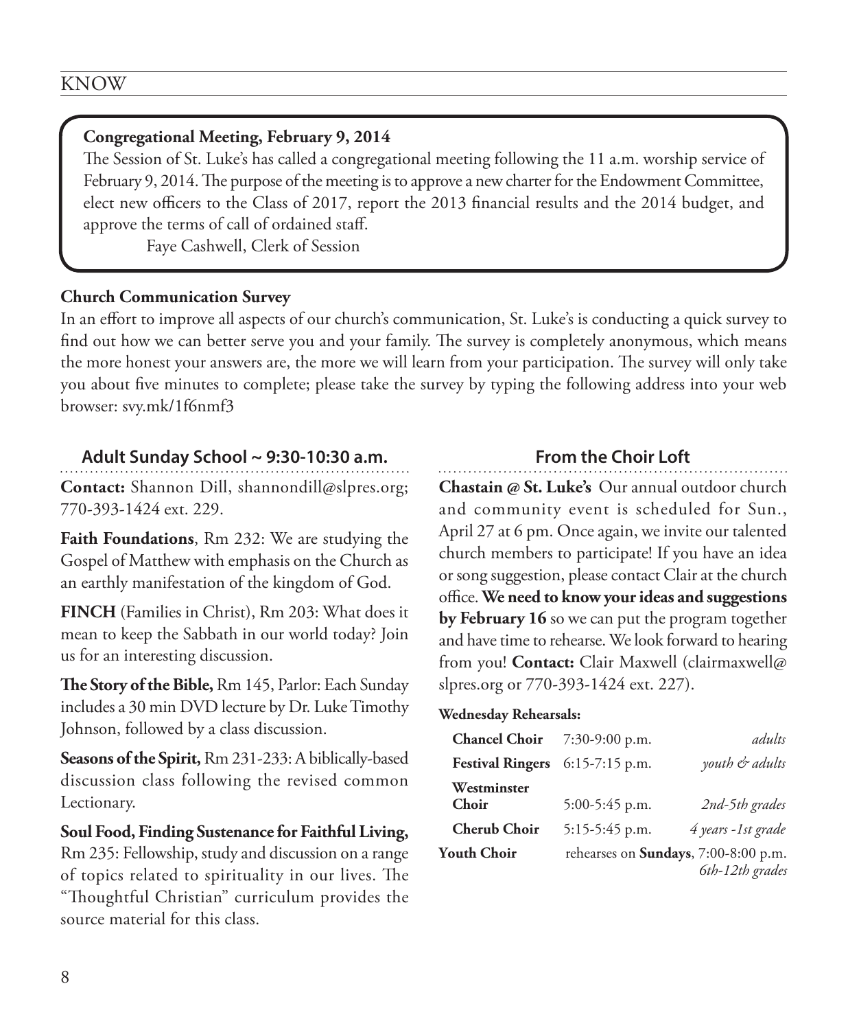# KNOW

**Congregational Meeting, February 9, 2014**

The Session of St. Luke's has called a congregational meeting following the 11 a.m. worship service of February 9, 2014. The purpose of the meeting is to approve a new charter for the Endowment Committee, elect new officers to the Class of 2017, report the 2013 financial results and the 2014 budget, and approve the terms of call of ordained staff.

Faye Cashwell, Clerk of Session

**Church Communication Survey**

In an effort to improve all aspects of our church's communication, St. Luke's is conducting a quick survey to find out how we can better serve you and your family. The survey is completely anonymous, which means the more honest your answers are, the more we will learn from your participation. The survey will only take you about five minutes to complete; please take the survey by typing the following address into your web browser: svy.mk/1f6nmf3

## Adult Sunday School ~ 9:30-10:30 a.m.

**Contact:** Shannon Dill, shannondill@slpres.org; 770-393-1424 ext. 229.

**Faith Foundations**, Rm 232: We are studying the Gospel of Matthew with emphasis on the Church as an earthly manifestation of the kingdom of God.

**FINCH** (Families in Christ), Rm 203: What does it mean to keep the Sabbath in our world today? Join us for an interesting discussion.

**The Story of the Bible,** Rm 145, Parlor: Each Sunday includes a 30 min DVD lecture by Dr. Luke Timothy Johnson, followed by a class discussion.

**Seasons of the Spirit,** Rm 231-233: A biblically-based discussion class following the revised common Lectionary.

**Soul Food, Finding Sustenance for Faithful Living,** Rm 235: Fellowship, study and discussion on a range of topics related to spirituality in our lives. The "Thoughtful Christian" curriculum provides the source material for this class.

## From the Choir Loft

**Chastain @ St. Luke's** Our annual outdoor church and community event is scheduled for Sun., April 27 at 6 pm. Once again, we invite our talented church members to participate! If you have an idea or song suggestion, please contact Clair at the church office. **We need to know your ideas and suggestions by February 16** so we can put the program together and have time to rehearse. We look forward to hearing from you! **Contact:** Clair Maxwell (clairmaxwell@slpres.org or 770-393-1424 ext. 227).

**Wednesday Rehearsals:**

| | | |
|---|---|---|
| **Chancel Choir** | 7:30-9:00 p.m. | *adults* |
| **Festival Ringers** | 6:15-7:15 p.m. | *youth & adults* |
| **Westminster Choir** | 5:00-5:45 p.m. | *2nd-5th grades* |
| **Cherub Choir** | 5:15-5:45 p.m. | *4 years -1st grade* |
| **Youth Choir** | rehearses on **Sundays**, 7:00-8:00 p.m. | *6th-12th grades* |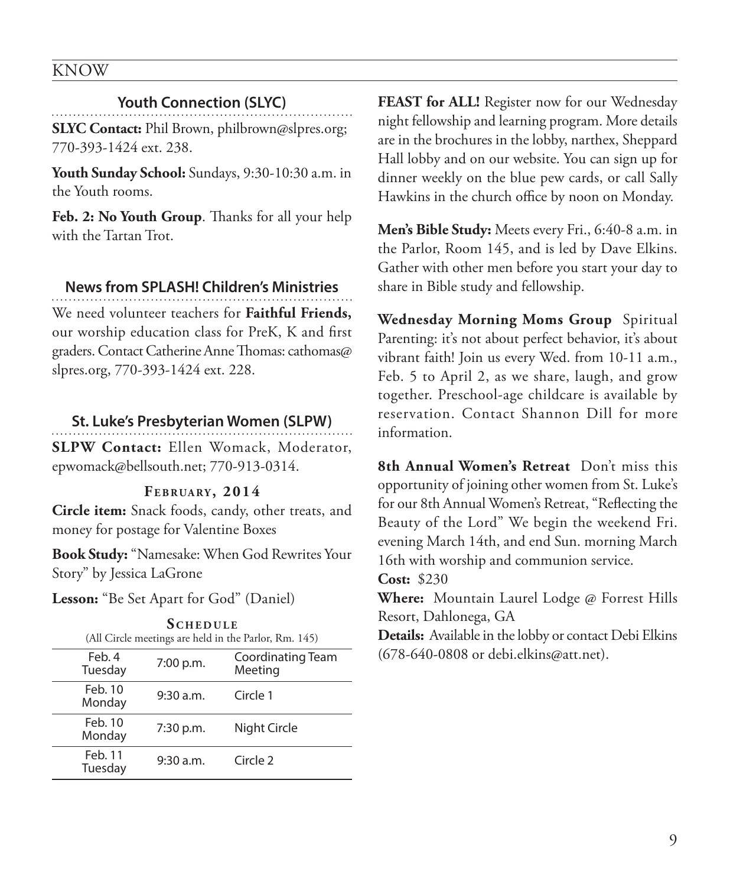KNOW

## Youth Connection (SLYC)

**SLYC Contact:** Phil Brown, philbrown@slpres.org; 770-393-1424 ext. 238.

**Youth Sunday School:** Sundays, 9:30-10:30 a.m. in the Youth rooms.

**Feb. 2: No Youth Group**. Thanks for all your help with the Tartan Trot.

## News from SPLASH! Children's Ministries

We need volunteer teachers for **Faithful Friends,** our worship education class for PreK, K and first graders. Contact Catherine Anne Thomas: cathomas@slpres.org, 770-393-1424 ext. 228.

## St. Luke's Presbyterian Women (SLPW)

**SLPW Contact:** Ellen Womack, Moderator, epwomack@bellsouth.net; 770-913-0314.

### February, 2014

**Circle item:** Snack foods, candy, other treats, and money for postage for Valentine Boxes

**Book Study:** "Namesake: When God Rewrites Your Story" by Jessica LaGrone

**Lesson:** "Be Set Apart for God" (Daniel)

### Schedule

(All Circle meetings are held in the Parlor, Rm. 145)

| Date | Time | Event |
|---|---|---|
| Feb. 4 Tuesday | 7:00 p.m. | Coordinating Team Meeting |
| Feb. 10 Monday | 9:30 a.m. | Circle 1 |
| Feb. 10 Monday | 7:30 p.m. | Night Circle |
| Feb. 11 Tuesday | 9:30 a.m. | Circle 2 |

**FEAST for ALL!** Register now for our Wednesday night fellowship and learning program. More details are in the brochures in the lobby, narthex, Sheppard Hall lobby and on our website. You can sign up for dinner weekly on the blue pew cards, or call Sally Hawkins in the church office by noon on Monday.

**Men's Bible Study:** Meets every Fri., 6:40-8 a.m. in the Parlor, Room 145, and is led by Dave Elkins. Gather with other men before you start your day to share in Bible study and fellowship.

**Wednesday Morning Moms Group** Spiritual Parenting: it's not about perfect behavior, it's about vibrant faith! Join us every Wed. from 10-11 a.m., Feb. 5 to April 2, as we share, laugh, and grow together. Preschool-age childcare is available by reservation. Contact Shannon Dill for more information.

**8th Annual Women's Retreat** Don't miss this opportunity of joining other women from St. Luke's for our 8th Annual Women's Retreat, "Reflecting the Beauty of the Lord" We begin the weekend Fri. evening March 14th, and end Sun. morning March 16th with worship and communion service.

**Cost:** $230

**Where:** Mountain Laurel Lodge @ Forrest Hills Resort, Dahlonega, GA

**Details:** Available in the lobby or contact Debi Elkins (678-640-0808 or debi.elkins@att.net).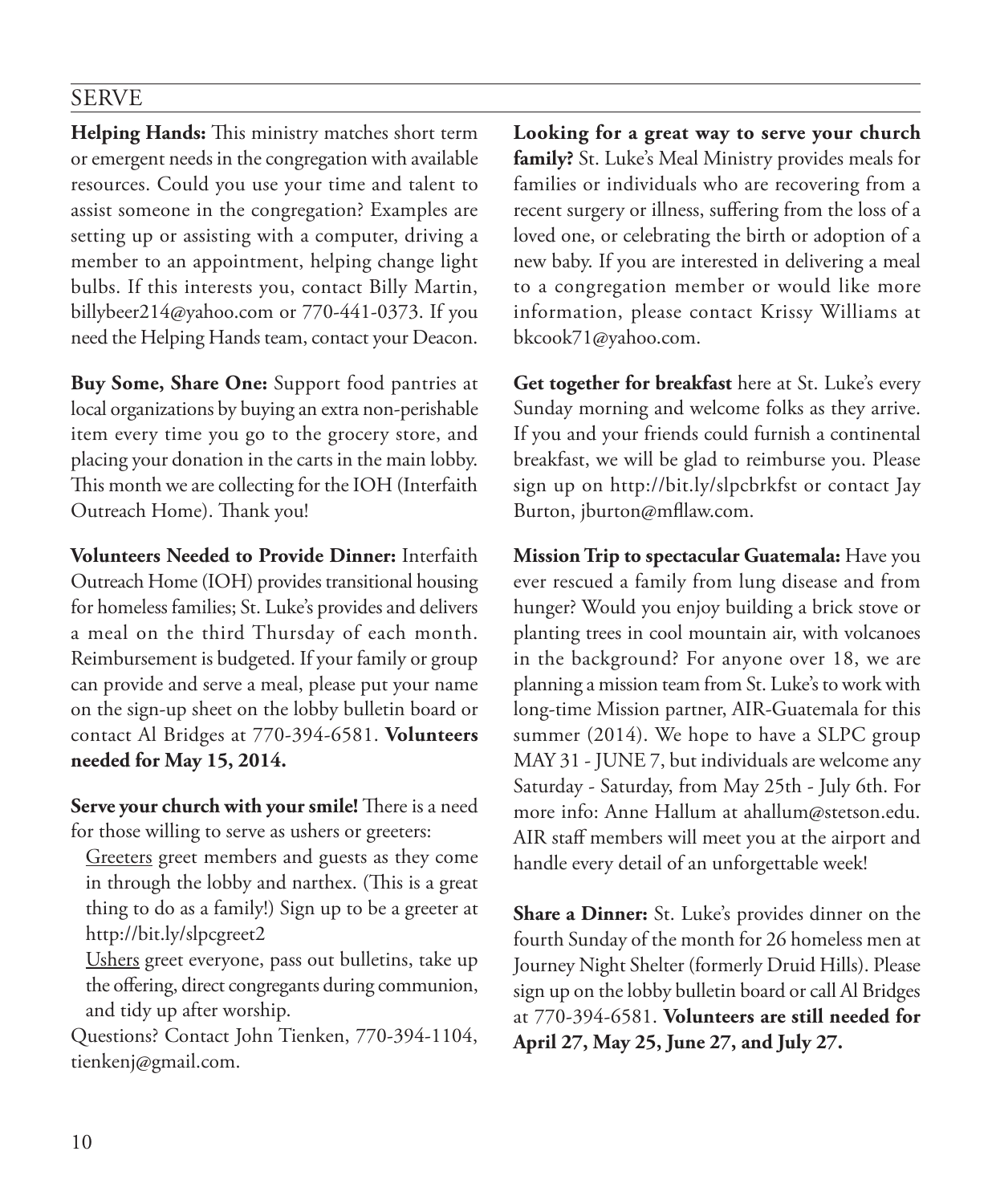## SERVE

**Helping Hands:** This ministry matches short term or emergent needs in the congregation with available resources. Could you use your time and talent to assist someone in the congregation? Examples are setting up or assisting with a computer, driving a member to an appointment, helping change light bulbs. If this interests you, contact Billy Martin, billybeer214@yahoo.com or 770-441-0373. If you need the Helping Hands team, contact your Deacon.

**Buy Some, Share One:** Support food pantries at local organizations by buying an extra non-perishable item every time you go to the grocery store, and placing your donation in the carts in the main lobby. This month we are collecting for the IOH (Interfaith Outreach Home). Thank you!

**Volunteers Needed to Provide Dinner:** Interfaith Outreach Home (IOH) provides transitional housing for homeless families; St. Luke's provides and delivers a meal on the third Thursday of each month. Reimbursement is budgeted. If your family or group can provide and serve a meal, please put your name on the sign-up sheet on the lobby bulletin board or contact Al Bridges at 770-394-6581. **Volunteers needed for May 15, 2014.**

**Serve your church with your smile!** There is a need for those willing to serve as ushers or greeters:

- Greeters greet members and guests as they come in through the lobby and narthex. (This is a great thing to do as a family!) Sign up to be a greeter at http://bit.ly/slpcgreet2
- Ushers greet everyone, pass out bulletins, take up the offering, direct congregants during communion, and tidy up after worship.

Questions? Contact John Tienken, 770-394-1104, tienkenj@gmail.com.

**Looking for a great way to serve your church family?** St. Luke's Meal Ministry provides meals for families or individuals who are recovering from a recent surgery or illness, suffering from the loss of a loved one, or celebrating the birth or adoption of a new baby. If you are interested in delivering a meal to a congregation member or would like more information, please contact Krissy Williams at bkcook71@yahoo.com.

**Get together for breakfast** here at St. Luke's every Sunday morning and welcome folks as they arrive. If you and your friends could furnish a continental breakfast, we will be glad to reimburse you. Please sign up on http://bit.ly/slpcbrkfst or contact Jay Burton, jburton@mfllaw.com.

**Mission Trip to spectacular Guatemala:** Have you ever rescued a family from lung disease and from hunger? Would you enjoy building a brick stove or planting trees in cool mountain air, with volcanoes in the background? For anyone over 18, we are planning a mission team from St. Luke's to work with long-time Mission partner, AIR-Guatemala for this summer (2014). We hope to have a SLPC group MAY 31 - JUNE 7, but individuals are welcome any Saturday - Saturday, from May 25th - July 6th. For more info: Anne Hallum at ahallum@stetson.edu. AIR staff members will meet you at the airport and handle every detail of an unforgettable week!

**Share a Dinner:** St. Luke's provides dinner on the fourth Sunday of the month for 26 homeless men at Journey Night Shelter (formerly Druid Hills). Please sign up on the lobby bulletin board or call Al Bridges at 770-394-6581. **Volunteers are still needed for April 27, May 25, June 27, and July 27.**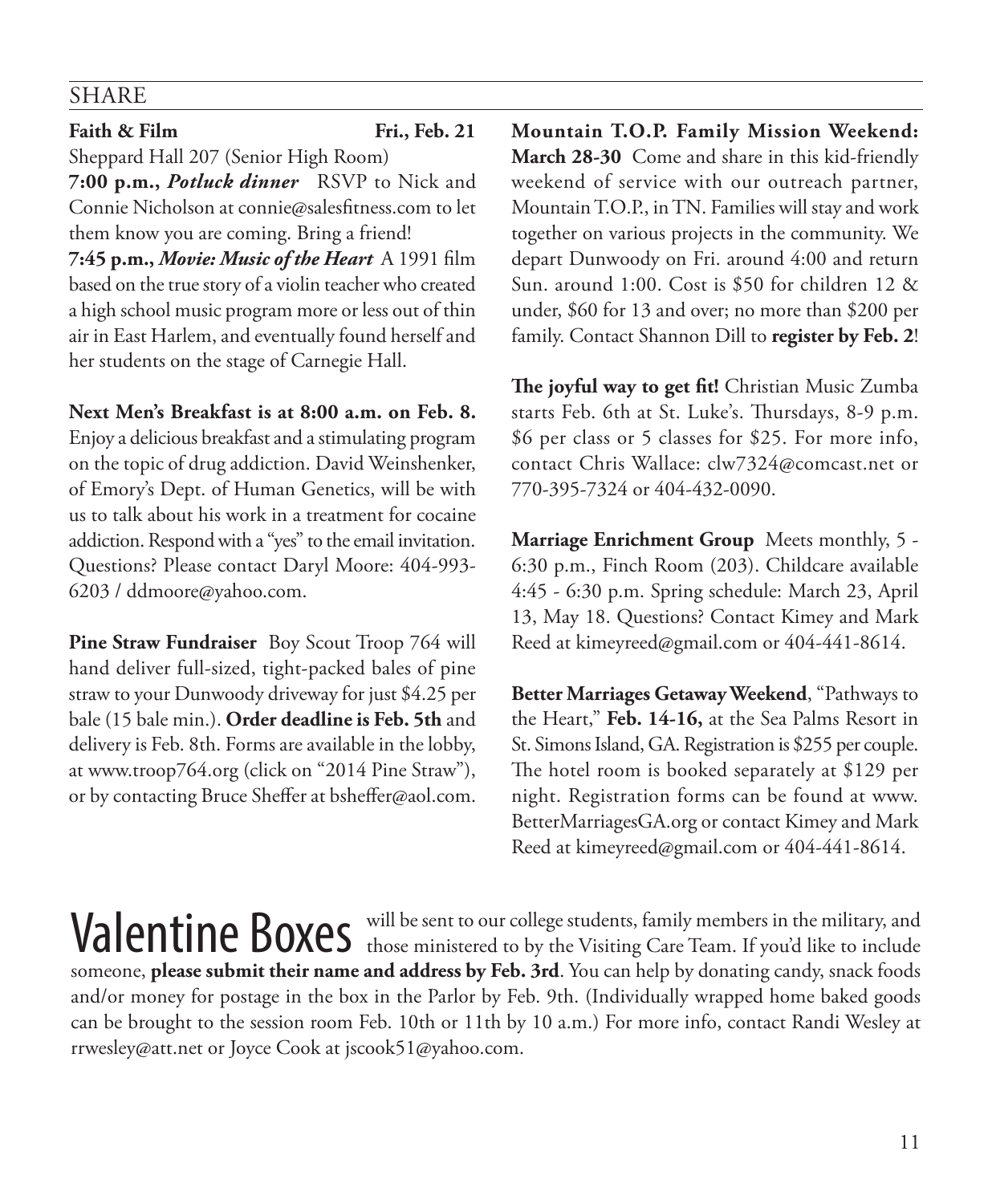## SHARE

**Faith & Film** **Fri., Feb. 21**

Sheppard Hall 207 (Senior High Room)

**7:00 p.m.,** ***Potluck dinner*** RSVP to Nick and Connie Nicholson at connie@salesfitness.com to let them know you are coming. Bring a friend!

**7:45 p.m.,** ***Movie: Music of the Heart*** A 1991 film based on the true story of a violin teacher who created a high school music program more or less out of thin air in East Harlem, and eventually found herself and her students on the stage of Carnegie Hall.

**Next Men's Breakfast is at 8:00 a.m. on Feb. 8.** Enjoy a delicious breakfast and a stimulating program on the topic of drug addiction. David Weinshenker, of Emory's Dept. of Human Genetics, will be with us to talk about his work in a treatment for cocaine addiction. Respond with a "yes" to the email invitation. Questions? Please contact Daryl Moore: 404-993-6203 / ddmoore@yahoo.com.

**Pine Straw Fundraiser** Boy Scout Troop 764 will hand deliver full-sized, tight-packed bales of pine straw to your Dunwoody driveway for just $4.25 per bale (15 bale min.). **Order deadline is Feb. 5th** and delivery is Feb. 8th. Forms are available in the lobby, at www.troop764.org (click on "2014 Pine Straw"), or by contacting Bruce Sheffer at bsheffer@aol.com.

**Mountain T.O.P. Family Mission Weekend: March 28-30** Come and share in this kid-friendly weekend of service with our outreach partner, Mountain T.O.P., in TN. Families will stay and work together on various projects in the community. We depart Dunwoody on Fri. around 4:00 and return Sun. around 1:00. Cost is $50 for children 12 & under, $60 for 13 and over; no more than $200 per family. Contact Shannon Dill to **register by Feb. 2**!

**The joyful way to get fit!** Christian Music Zumba starts Feb. 6th at St. Luke's. Thursdays, 8-9 p.m. $6 per class or 5 classes for $25. For more info, contact Chris Wallace: clw7324@comcast.net or 770-395-7324 or 404-432-0090.

**Marriage Enrichment Group** Meets monthly, 5 - 6:30 p.m., Finch Room (203). Childcare available 4:45 - 6:30 p.m. Spring schedule: March 23, April 13, May 18. Questions? Contact Kimey and Mark Reed at kimeyreed@gmail.com or 404-441-8614.

**Better Marriages Getaway Weekend**, "Pathways to the Heart," **Feb. 14-16,** at the Sea Palms Resort in St. Simons Island, GA. Registration is $255 per couple. The hotel room is booked separately at $129 per night. Registration forms can be found at www.BetterMarriagesGA.org or contact Kimey and Mark Reed at kimeyreed@gmail.com or 404-441-8614.

## Valentine Boxes

will be sent to our college students, family members in the military, and those ministered to by the Visiting Care Team. If you'd like to include someone, **please submit their name and address by Feb. 3rd**. You can help by donating candy, snack foods and/or money for postage in the box in the Parlor by Feb. 9th. (Individually wrapped home baked goods can be brought to the session room Feb. 10th or 11th by 10 a.m.) For more info, contact Randi Wesley at rrwesley@att.net or Joyce Cook at jscook51@yahoo.com.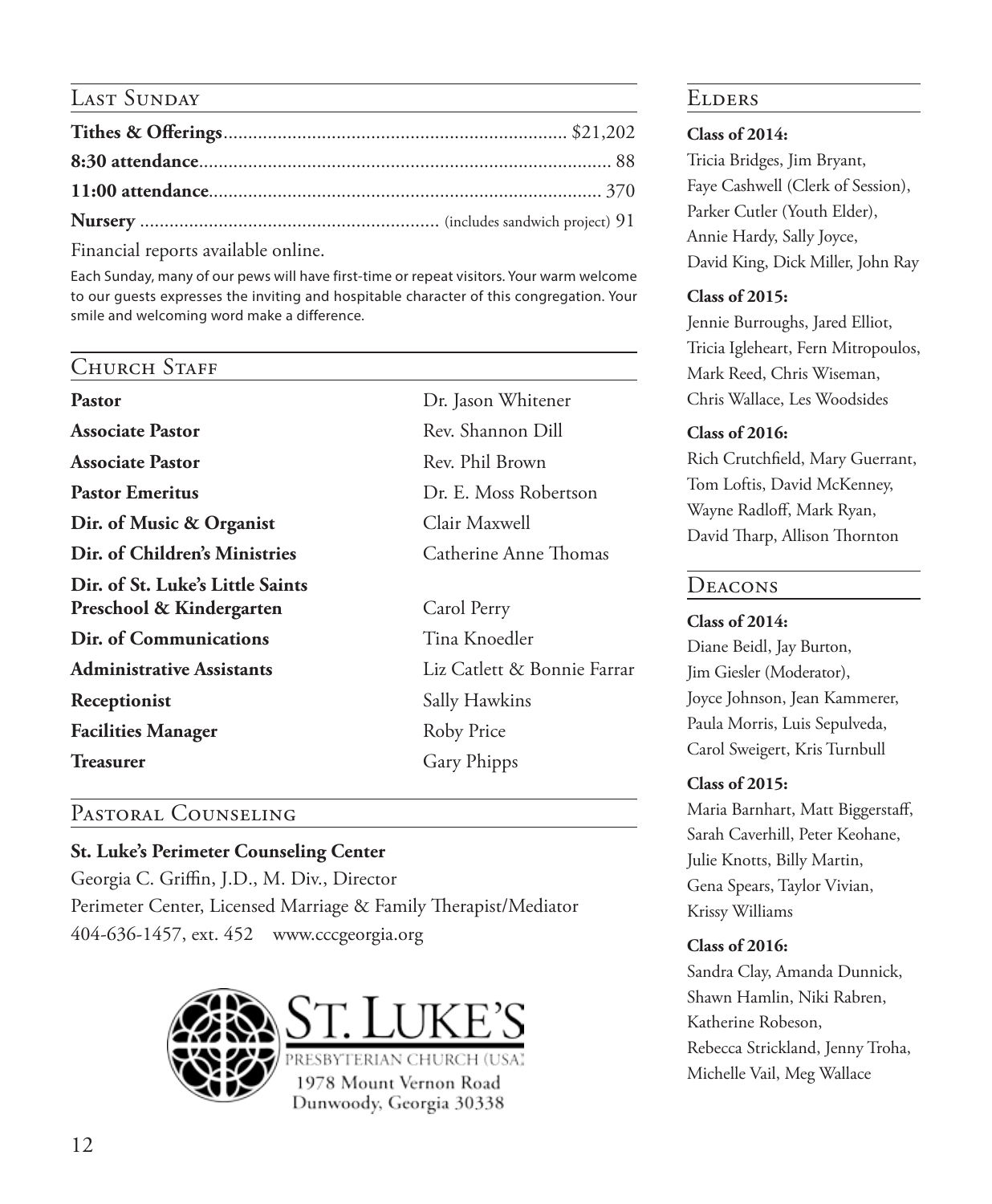## Last Sunday

| | |
|---|---|
| **Tithes & Offerings** | $21,202 |
| **8:30 attendance** | 88 |
| **11:00 attendance** | 370 |
| **Nursery** (includes sandwich project) | 91 |

Financial reports available online.

Each Sunday, many of our pews will have first-time or repeat visitors. Your warm welcome to our guests expresses the inviting and hospitable character of this congregation. Your smile and welcoming word make a difference.

## Church Staff

| | |
|---|---|
| **Pastor** | Dr. Jason Whitener |
| **Associate Pastor** | Rev. Shannon Dill |
| **Associate Pastor** | Rev. Phil Brown |
| **Pastor Emeritus** | Dr. E. Moss Robertson |
| **Dir. of Music & Organist** | Clair Maxwell |
| **Dir. of Children's Ministries** | Catherine Anne Thomas |
| **Dir. of St. Luke's Little Saints Preschool & Kindergarten** | Carol Perry |
| **Dir. of Communications** | Tina Knoedler |
| **Administrative Assistants** | Liz Catlett & Bonnie Farrar |
| **Receptionist** | Sally Hawkins |
| **Facilities Manager** | Roby Price |
| **Treasurer** | Gary Phipps |

## Pastoral Counseling

**St. Luke's Perimeter Counseling Center**
Georgia C. Griffin, J.D., M. Div., Director
Perimeter Center, Licensed Marriage & Family Therapist/Mediator
404-636-1457, ext. 452 www.cccgeorgia.org

St. Luke's
Presbyterian Church (USA)
1978 Mount Vernon Road
Dunwoody, Georgia 30338

## Elders

**Class of 2014:**
Tricia Bridges, Jim Bryant, Faye Cashwell (Clerk of Session), Parker Cutler (Youth Elder), Annie Hardy, Sally Joyce, David King, Dick Miller, John Ray

**Class of 2015:**
Jennie Burroughs, Jared Elliot, Tricia Igleheart, Fern Mitropoulos, Mark Reed, Chris Wiseman, Chris Wallace, Les Woodsides

**Class of 2016:**
Rich Crutchfield, Mary Guerrant, Tom Loftis, David McKenney, Wayne Radloff, Mark Ryan, David Tharp, Allison Thornton

## Deacons

**Class of 2014:**
Diane Beidl, Jay Burton, Jim Giesler (Moderator), Joyce Johnson, Jean Kammerer, Paula Morris, Luis Sepulveda, Carol Sweigert, Kris Turnbull

**Class of 2015:**
Maria Barnhart, Matt Biggerstaff, Sarah Caverhill, Peter Keohane, Julie Knotts, Billy Martin, Gena Spears, Taylor Vivian, Krissy Williams

**Class of 2016:**
Sandra Clay, Amanda Dunnick, Shawn Hamlin, Niki Rabren, Katherine Robeson, Rebecca Strickland, Jenny Troha, Michelle Vail, Meg Wallace